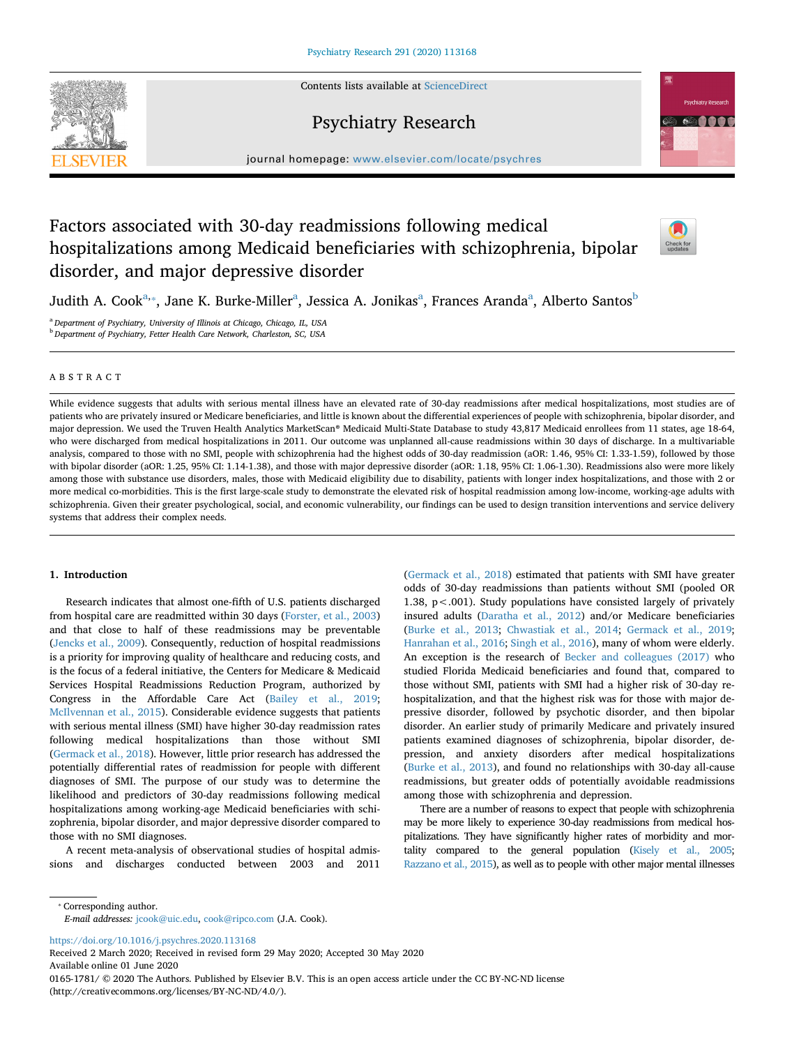# Factors associated with 30-day readmissions following medical hospitalizations among Medicaid beneficiaries with schizophrenia, bipolar disorder, and major depressive disorder

Judith A. Cook[a,*], Jane K. Burke-Miller[a], Jessica A. Jonikas[a], Frances Aranda[a], Alberto Santos[b]

[a] Department of Psychiatry, University of Illinois at Chicago, Chicago, IL, USA

[b] Department of Psychiatry, Fetter Health Care Network, Charleston, SC, USA

## ABSTRACT

While evidence suggests that adults with serious mental illness have an elevated rate of 30-day readmissions after medical hospitalizations, most studies are of patients who are privately insured or Medicare beneficiaries, and little is known about the differential experiences of people with schizophrenia, bipolar disorder, and major depression. We used the Truven Health Analytics MarketScan® Medicaid Multi-State Database to study 43,817 Medicaid enrollees from 11 states, age 18-64, who were discharged from medical hospitalizations in 2011. Our outcome was unplanned all-cause readmissions within 30 days of discharge. In a multivariable analysis, compared to those with no SMI, people with schizophrenia had the highest odds of 30-day readmission (aOR: 1.46, 95% CI: 1.33-1.59), followed by those with bipolar disorder (aOR: 1.25, 95% CI: 1.14-1.38), and those with major depressive disorder (aOR: 1.18, 95% CI: 1.06-1.30). Readmissions also were more likely among those with substance use disorders, males, those with Medicaid eligibility due to disability, patients with longer index hospitalizations, and those with 2 or more medical co-morbidities. This is the first large-scale study to demonstrate the elevated risk of hospital readmission among low-income, working-age adults with schizophrenia. Given their greater psychological, social, and economic vulnerability, our findings can be used to design transition interventions and service delivery systems that address their complex needs.

## 1. Introduction

Research indicates that almost one-fifth of U.S. patients discharged from hospital care are readmitted within 30 days (Forster, et al., 2003) and that close to half of these readmissions may be preventable (Jencks et al., 2009). Consequently, reduction of hospital readmissions is a priority for improving quality of healthcare and reducing costs, and is the focus of a federal initiative, the Centers for Medicare & Medicaid Services Hospital Readmissions Reduction Program, authorized by Congress in the Affordable Care Act (Bailey et al., 2019; McIlvennan et al., 2015). Considerable evidence suggests that patients with serious mental illness (SMI) have higher 30-day readmission rates following medical hospitalizations than those without SMI (Germack et al., 2018). However, little prior research has addressed the potentially differential rates of readmission for people with different diagnoses of SMI. The purpose of our study was to determine the likelihood and predictors of 30-day readmissions following medical hospitalizations among working-age Medicaid beneficiaries with schizophrenia, bipolar disorder, and major depressive disorder compared to those with no SMI diagnoses.

A recent meta-analysis of observational studies of hospital admissions and discharges conducted between 2003 and 2011 (Germack et al., 2018) estimated that patients with SMI have greater odds of 30-day readmissions than patients without SMI (pooled OR 1.38, $p < .001$). Study populations have consisted largely of privately insured adults (Daratha et al., 2012) and/or Medicare beneficiaries (Burke et al., 2013; Chwastiak et al., 2014; Germack et al., 2019; Hanrahan et al., 2016; Singh et al., 2016), many of whom were elderly. An exception is the research of Becker and colleagues (2017) who studied Florida Medicaid beneficiaries and found that, compared to those without SMI, patients with SMI had a higher risk of 30-day re-hospitalization, and that the highest risk was for those with major depressive disorder, followed by psychotic disorder, and then bipolar disorder. An earlier study of primarily Medicare and privately insured patients examined diagnoses of schizophrenia, bipolar disorder, depression, and anxiety disorders after medical hospitalizations (Burke et al., 2013), and found no relationships with 30-day all-cause readmissions, but greater odds of potentially avoidable readmissions among those with schizophrenia and depression.

There are a number of reasons to expect that people with schizophrenia may be more likely to experience 30-day readmissions from medical hospitalizations. They have significantly higher rates of morbidity and mortality compared to the general population (Kisely et al., 2005; Razzano et al., 2015), as well as to people with other major mental illnesses

* Corresponding author.
E-mail addresses: jcook@uic.edu, cook@ripco.com (J.A. Cook).

https://doi.org/10.1016/j.psychres.2020.113168
Received 2 March 2020; Received in revised form 29 May 2020; Accepted 30 May 2020
Available online 01 June 2020
0165-1781/ © 2020 The Authors. Published by Elsevier B.V. This is an open access article under the CC BY-NC-ND license (http://creativecommons.org/licenses/BY-NC-ND/4.0/).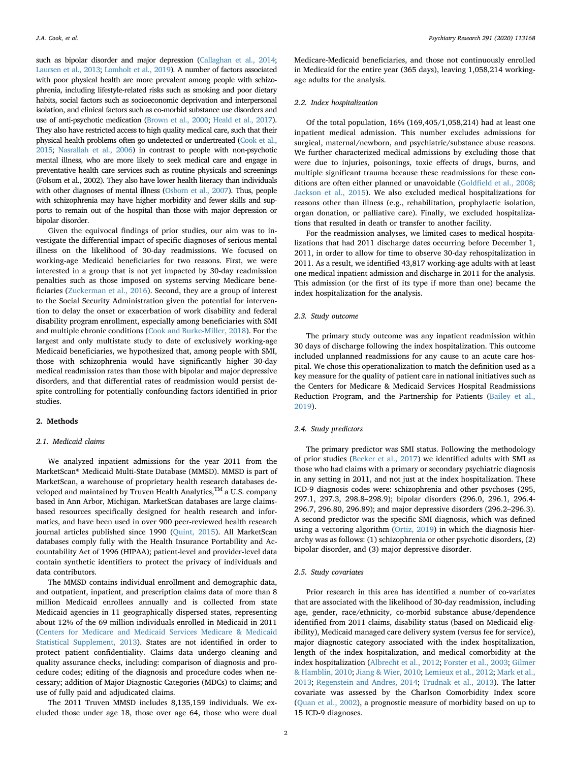such as bipolar disorder and major depression (Callaghan et al., 2014; Laursen et al., 2013; Lomholt et al., 2019). A number of factors associated with poor physical health are more prevalent among people with schizophrenia, including lifestyle-related risks such as smoking and poor dietary habits, social factors such as socioeconomic deprivation and interpersonal isolation, and clinical factors such as co-morbid substance use disorders and use of anti-psychotic medication (Brown et al., 2000; Heald et al., 2017). They also have restricted access to high quality medical care, such that their physical health problems often go undetected or undertreated (Cook et al., 2015; Nasrallah et al., 2006) in contrast to people with non-psychotic mental illness, who are more likely to seek medical care and engage in preventative health care services such as routine physicals and screenings (Folsom et al., 2002). They also have lower health literacy than individuals with other diagnoses of mental illness (Osborn et al., 2007). Thus, people with schizophrenia may have higher morbidity and fewer skills and supports to remain out of the hospital than those with major depression or bipolar disorder.

Given the equivocal findings of prior studies, our aim was to investigate the differential impact of specific diagnoses of serious mental illness on the likelihood of 30-day readmissions. We focused on working-age Medicaid beneficiaries for two reasons. First, we were interested in a group that is not yet impacted by 30-day readmission penalties such as those imposed on systems serving Medicare beneficiaries (Zuckerman et al., 2016). Second, they are a group of interest to the Social Security Administration given the potential for intervention to delay the onset or exacerbation of work disability and federal disability program enrollment, especially among beneficiaries with SMI and multiple chronic conditions (Cook and Burke-Miller, 2018). For the largest and only multistate study to date of exclusively working-age Medicaid beneficiaries, we hypothesized that, among people with SMI, those with schizophrenia would have significantly higher 30-day medical readmission rates than those with bipolar and major depressive disorders, and that differential rates of readmission would persist despite controlling for potentially confounding factors identified in prior studies.

## 2. Methods

### 2.1. Medicaid claims

We analyzed inpatient admissions for the year 2011 from the MarketScan® Medicaid Multi-State Database (MMSD). MMSD is part of MarketScan, a warehouse of proprietary health research databases developed and maintained by Truven Health Analytics,™ a U.S. company based in Ann Arbor, Michigan. MarketScan databases are large claims-based resources specifically designed for health research and informatics, and have been used in over 900 peer-reviewed health research journal articles published since 1990 (Quint, 2015). All MarketScan databases comply fully with the Health Insurance Portability and Accountability Act of 1996 (HIPAA); patient-level and provider-level data contain synthetic identifiers to protect the privacy of individuals and data contributors.

The MMSD contains individual enrollment and demographic data, and outpatient, inpatient, and prescription claims data of more than 8 million Medicaid enrollees annually and is collected from state Medicaid agencies in 11 geographically dispersed states, representing about 12% of the 69 million individuals enrolled in Medicaid in 2011 (Centers for Medicare and Medicaid Services Medicare & Medicaid Statistical Supplement, 2013). States are not identified in order to protect patient confidentiality. Claims data undergo cleaning and quality assurance checks, including: comparison of diagnosis and procedure codes; editing of the diagnosis and procedure codes when necessary; addition of Major Diagnostic Categories (MDCs) to claims; and use of fully paid and adjudicated claims.

The 2011 Truven MMSD includes 8,135,159 individuals. We excluded those under age 18, those over age 64, those who were dual Medicare-Medicaid beneficiaries, and those not continuously enrolled in Medicaid for the entire year (365 days), leaving 1,058,214 working-age adults for the analysis.

### 2.2. Index hospitalization

Of the total population, 16% (169,405/1,058,214) had at least one inpatient medical admission. This number excludes admissions for surgical, maternal/newborn, and psychiatric/substance abuse reasons. We further characterized medical admissions by excluding those that were due to injuries, poisonings, toxic effects of drugs, burns, and multiple significant trauma because these readmissions for these conditions are often either planned or unavoidable (Goldfield et al., 2008; Jackson et al., 2015). We also excluded medical hospitalizations for reasons other than illness (e.g., rehabilitation, prophylactic isolation, organ donation, or palliative care). Finally, we excluded hospitalizations that resulted in death or transfer to another facility.

For the readmission analyses, we limited cases to medical hospitalizations that had 2011 discharge dates occurring before December 1, 2011, in order to allow for time to observe 30-day rehospitalization in 2011. As a result, we identified 43,817 working-age adults with at least one medical inpatient admission and discharge in 2011 for the analysis. This admission (or the first of its type if more than one) became the index hospitalization for the analysis.

### 2.3. Study outcome

The primary study outcome was any inpatient readmission within 30 days of discharge following the index hospitalization. This outcome included unplanned readmissions for any cause to an acute care hospital. We chose this operationalization to match the definition used as a key measure for the quality of patient care in national initiatives such as the Centers for Medicare & Medicaid Services Hospital Readmissions Reduction Program, and the Partnership for Patients (Bailey et al., 2019).

### 2.4. Study predictors

The primary predictor was SMI status. Following the methodology of prior studies (Becker et al., 2017) we identified adults with SMI as those who had claims with a primary or secondary psychiatric diagnosis in any setting in 2011, and not just at the index hospitalization. These ICD-9 diagnosis codes were: schizophrenia and other psychoses (295, 297.1, 297.3, 298.8–298.9); bipolar disorders (296.0, 296.1, 296.4-296.7, 296.80, 296.89); and major depressive disorders (296.2–296.3). A second predictor was the specific SMI diagnosis, which was defined using a vectoring algorithm (Ortiz, 2019) in which the diagnosis hierarchy was as follows: (1) schizophrenia or other psychotic disorders, (2) bipolar disorder, and (3) major depressive disorder.

### 2.5. Study covariates

Prior research in this area has identified a number of co-variates that are associated with the likelihood of 30-day readmission, including age, gender, race/ethnicity, co-morbid substance abuse/dependence identified from 2011 claims, disability status (based on Medicaid eligibility), Medicaid managed care delivery system (versus fee for service), major diagnostic category associated with the index hospitalization, length of the index hospitalization, and medical comorbidity at the index hospitalization (Albrecht et al., 2012; Forster et al., 2003; Gilmer & Hamblin, 2010; Jiang & Wier, 2010; Lemieux et al., 2012; Mark et al., 2013; Regenstein and Andres, 2014; Trudnak et al., 2013). The latter covariate was assessed by the Charlson Comorbidity Index score (Quan et al., 2002), a prognostic measure of morbidity based on up to 15 ICD-9 diagnoses.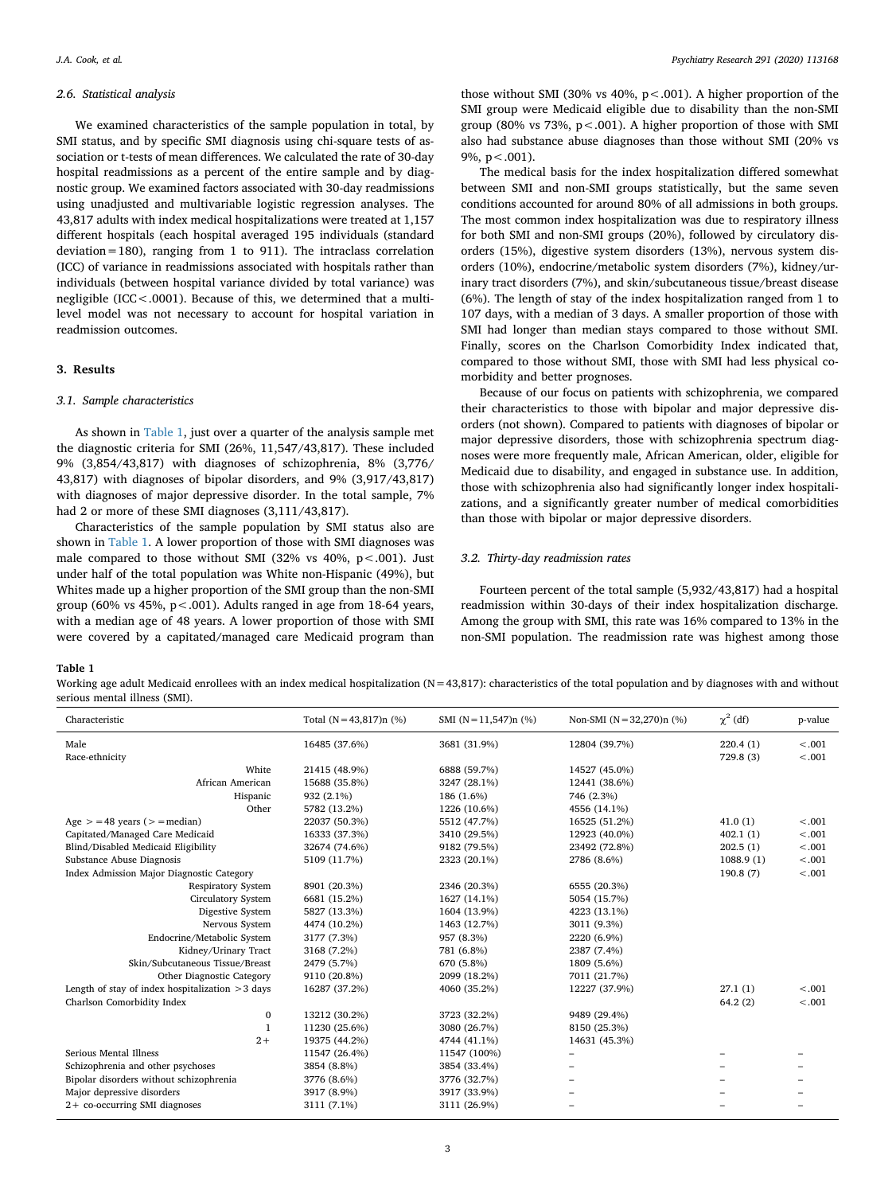### 2.6. Statistical analysis

We examined characteristics of the sample population in total, by SMI status, and by specific SMI diagnosis using chi-square tests of association or t-tests of mean differences. We calculated the rate of 30-day hospital readmissions as a percent of the entire sample and by diagnostic group. We examined factors associated with 30-day readmissions using unadjusted and multivariable logistic regression analyses. The 43,817 adults with index medical hospitalizations were treated at 1,157 different hospitals (each hospital averaged 195 individuals (standard deviation = 180), ranging from 1 to 911). The intraclass correlation (ICC) of variance in readmissions associated with hospitals rather than individuals (between hospital variance divided by total variance) was negligible (ICC < .0001). Because of this, we determined that a multilevel model was not necessary to account for hospital variation in readmission outcomes.

## 3. Results

### 3.1. Sample characteristics

As shown in Table 1, just over a quarter of the analysis sample met the diagnostic criteria for SMI (26%, 11,547/43,817). These included 9% (3,854/43,817) with diagnoses of schizophrenia, 8% (3,776/43,817) with diagnoses of bipolar disorders, and 9% (3,917/43,817) with diagnoses of major depressive disorder. In the total sample, 7% had 2 or more of these SMI diagnoses (3,111/43,817).

Characteristics of the sample population by SMI status also are shown in Table 1. A lower proportion of those with SMI diagnoses was male compared to those without SMI (32% vs 40%, $p < .001$). Just under half of the total population was White non-Hispanic (49%), but Whites made up a higher proportion of the SMI group than the non-SMI group (60% vs 45%, $p < .001$). Adults ranged in age from 18-64 years, with a median age of 48 years. A lower proportion of those with SMI were covered by a capitated/managed care Medicaid program than those without SMI (30% vs 40%, $p < .001$). A higher proportion of the SMI group were Medicaid eligible due to disability than the non-SMI group (80% vs 73%, $p < .001$). A higher proportion of those with SMI also had substance abuse diagnoses than those without SMI (20% vs 9%, $p < .001$).

The medical basis for the index hospitalization differed somewhat between SMI and non-SMI groups statistically, but the same seven conditions accounted for around 80% of all admissions in both groups. The most common index hospitalization was due to respiratory illness for both SMI and non-SMI groups (20%), followed by circulatory disorders (15%), digestive system disorders (13%), nervous system disorders (10%), endocrine/metabolic system disorders (7%), kidney/urinary tract disorders (7%), and skin/subcutaneous tissue/breast disease (6%). The length of stay of the index hospitalization ranged from 1 to 107 days, with a median of 3 days. A smaller proportion of those with SMI had longer than median stays compared to those without SMI. Finally, scores on the Charlson Comorbidity Index indicated that, compared to those without SMI, those with SMI had less physical comorbidity and better prognoses.

Because of our focus on patients with schizophrenia, we compared their characteristics to those with bipolar and major depressive disorders (not shown). Compared to patients with diagnoses of bipolar or major depressive disorders, those with schizophrenia spectrum diagnoses were more frequently male, African American, older, eligible for Medicaid due to disability, and engaged in substance use. In addition, those with schizophrenia also had significantly longer index hospitalizations, and a significantly greater number of medical comorbidities than those with bipolar or major depressive disorders.

### 3.2. Thirty-day readmission rates

Fourteen percent of the total sample (5,932/43,817) had a hospital readmission within 30-days of their index hospitalization discharge. Among the group with SMI, this rate was 16% compared to 13% in the non-SMI population. The readmission rate was highest among those

**Table 1**

Working age adult Medicaid enrollees with an index medical hospitalization (N = 43,817): characteristics of the total population and by diagnoses with and without serious mental illness (SMI).

| Characteristic | Total (N = 43,817)n (%) | SMI (N = 11,547)n (%) | Non-SMI (N = 32,270)n (%) | $\chi^2$ (df) | p-value |
|---|---|---|---|---|---|
| Male | 16485 (37.6%) | 3681 (31.9%) | 12804 (39.7%) | 220.4 (1) | < .001 |
| Race-ethnicity | | | | 729.8 (3) | < .001 |
| White | 21415 (48.9%) | 6888 (59.7%) | 14527 (45.0%) | | |
| African American | 15688 (35.8%) | 3247 (28.1%) | 12441 (38.6%) | | |
| Hispanic | 932 (2.1%) | 186 (1.6%) | 746 (2.3%) | | |
| Other | 5782 (13.2%) | 1226 (10.6%) | 4556 (14.1%) | | |
| Age > = 48 years (> = median) | 22037 (50.3%) | 5512 (47.7%) | 16525 (51.2%) | 41.0 (1) | < .001 |
| Capitated/Managed Care Medicaid | 16333 (37.3%) | 3410 (29.5%) | 12923 (40.0%) | 402.1 (1) | < .001 |
| Blind/Disabled Medicaid Eligibility | 32674 (74.6%) | 9182 (79.5%) | 23492 (72.8%) | 202.5 (1) | < .001 |
| Substance Abuse Diagnosis | 5109 (11.7%) | 2323 (20.1%) | 2786 (8.6%) | 1088.9 (1) | < .001 |
| Index Admission Major Diagnostic Category | | | | 190.8 (7) | < .001 |
| Respiratory System | 8901 (20.3%) | 2346 (20.3%) | 6555 (20.3%) | | |
| Circulatory System | 6681 (15.2%) | 1627 (14.1%) | 5054 (15.7%) | | |
| Digestive System | 5827 (13.3%) | 1604 (13.9%) | 4223 (13.1%) | | |
| Nervous System | 4474 (10.2%) | 1463 (12.7%) | 3011 (9.3%) | | |
| Endocrine/Metabolic System | 3177 (7.3%) | 957 (8.3%) | 2220 (6.9%) | | |
| Kidney/Urinary Tract | 3168 (7.2%) | 781 (6.8%) | 2387 (7.4%) | | |
| Skin/Subcutaneous Tissue/Breast | 2479 (5.7%) | 670 (5.8%) | 1809 (5.6%) | | |
| Other Diagnostic Category | 9110 (20.8%) | 2099 (18.2%) | 7011 (21.7%) | | |
| Length of stay of index hospitalization > 3 days | 16287 (37.2%) | 4060 (35.2%) | 12227 (37.9%) | 27.1 (1) | < .001 |
| Charlson Comorbidity Index | | | | 64.2 (2) | < .001 |
| 0 | 13212 (30.2%) | 3723 (32.2%) | 9489 (29.4%) | | |
| 1 | 11230 (25.6%) | 3080 (26.7%) | 8150 (25.3%) | | |
| 2+ | 19375 (44.2%) | 4744 (41.1%) | 14631 (45.3%) | | |
| Serious Mental Illness | 11547 (26.4%) | 11547 (100%) | – | – | – |
| Schizophrenia and other psychoses | 3854 (8.8%) | 3854 (33.4%) | – | – | – |
| Bipolar disorders without schizophrenia | 3776 (8.6%) | 3776 (32.7%) | – | – | – |
| Major depressive disorders | 3917 (8.9%) | 3917 (33.9%) | – | – | – |
| 2+ co-occurring SMI diagnoses | 3111 (7.1%) | 3111 (26.9%) | – | – | – |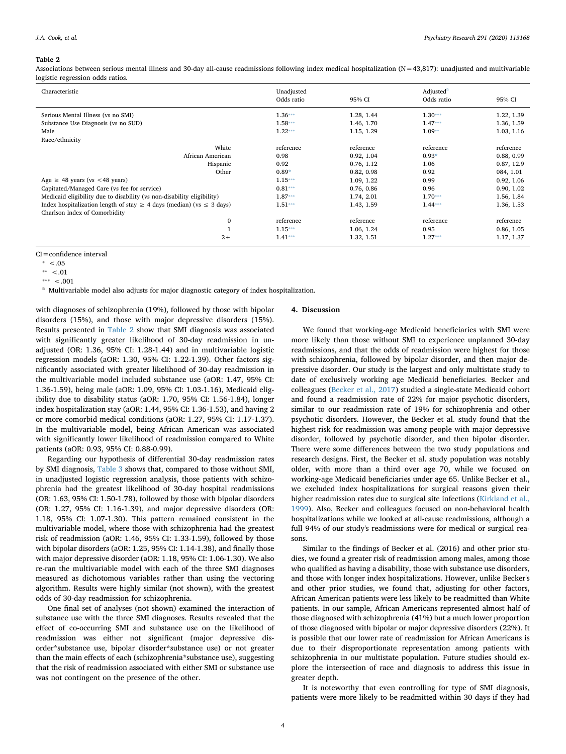**Table 2**

Associations between serious mental illness and 30-day all-cause readmissions following index medical hospitalization (N = 43,817): unadjusted and multivariable logistic regression odds ratios.

| Characteristic | Unadjusted Odds ratio | 95% CI | Adjusted[a] Odds ratio | 95% CI |
|---|---|---|---|---|
| Serious Mental Illness (vs no SMI) | 1.36*** | 1.28, 1.44 | 1.30*** | 1.22, 1.39 |
| Substance Use Diagnosis (vs no SUD) | 1.58*** | 1.46, 1.70 | 1.47*** | 1.36, 1.59 |
| Male | 1.22*** | 1.15, 1.29 | 1.09** | 1.03, 1.16 |
| Race/ethnicity | | | | |
| White | reference | reference | reference | reference |
| African American | 0.98 | 0.92, 1.04 | 0.93* | 0.88, 0.99 |
| Hispanic | 0.92 | 0.76, 1.12 | 1.06 | 0.87, 12.9 |
| Other | 0.89* | 0.82, 0.98 | 0.92 | 084, 1.01 |
| Age ≥ 48 years (vs < 48 years) | 1.15*** | 1.09, 1.22 | 0.99 | 0.92, 1.06 |
| Capitated/Managed Care (vs fee for service) | 0.81*** | 0.76, 0.86 | 0.96 | 0.90, 1.02 |
| Medicaid eligibility due to disability (vs non-disability eligibility) | 1.87*** | 1.74, 2.01 | 1.70*** | 1.56, 1.84 |
| Index hospitalization length of stay ≥ 4 days (median) (vs ≤ 3 days) | 1.51*** | 1.43, 1.59 | 1.44*** | 1.36, 1.53 |
| Charlson Index of Comorbidity | | | | |
| 0 | reference | reference | reference | reference |
| 1 | 1.15*** | 1.06, 1.24 | 0.95 | 0.86, 1.05 |
| 2+ | 1.41*** | 1.32, 1.51 | 1.27*** | 1.17, 1.37 |

CI = confidence interval

\* < .05

\*\* < .01

\*\*\* < .001

[a] Multivariable model also adjusts for major diagnostic category of index hospitalization.

with diagnoses of schizophrenia (19%), followed by those with bipolar disorders (15%), and those with major depressive disorders (15%). Results presented in Table 2 show that SMI diagnosis was associated with significantly greater likelihood of 30-day readmission in unadjusted (OR: 1.36, 95% CI: 1.28-1.44) and in multivariable logistic regression models (aOR: 1.30, 95% CI: 1.22-1.39). Other factors significantly associated with greater likelihood of 30-day readmission in the multivariable model included substance use (aOR: 1.47, 95% CI: 1.36-1.59), being male (aOR: 1.09, 95% CI: 1.03-1.16), Medicaid eligibility due to disability status (aOR: 1.70, 95% CI: 1.56-1.84), longer index hospitalization stay (aOR: 1.44, 95% CI: 1.36-1.53), and having 2 or more comorbid medical conditions (aOR: 1.27, 95% CI: 1.17-1.37). In the multivariable model, being African American was associated with significantly lower likelihood of readmission compared to White patients (aOR: 0.93, 95% CI: 0.88-0.99).

Regarding our hypothesis of differential 30-day readmission rates by SMI diagnosis, Table 3 shows that, compared to those without SMI, in unadjusted logistic regression analysis, those patients with schizophrenia had the greatest likelihood of 30-day hospital readmissions (OR: 1.63, 95% CI: 1.50-1.78), followed by those with bipolar disorders (OR: 1.27, 95% CI: 1.16-1.39), and major depressive disorders (OR: 1.18, 95% CI: 1.07-1.30). This pattern remained consistent in the multivariable model, where those with schizophrenia had the greatest risk of readmission (aOR: 1.46, 95% CI: 1.33-1.59), followed by those with bipolar disorders (aOR: 1.25, 95% CI: 1.14-1.38), and finally those with major depressive disorder (aOR: 1.18, 95% CI: 1.06-1.30). We also re-ran the multivariable model with each of the three SMI diagnoses measured as dichotomous variables rather than using the vectoring algorithm. Results were highly similar (not shown), with the greatest odds of 30-day readmission for schizophrenia.

One final set of analyses (not shown) examined the interaction of substance use with the three SMI diagnoses. Results revealed that the effect of co-occurring SMI and substance use on the likelihood of readmission was either not significant (major depressive disorder*substance use, bipolar disorder*substance use) or not greater than the main effects of each (schizophrenia*substance use), suggesting that the risk of readmission associated with either SMI or substance use was not contingent on the presence of the other.

## 4. Discussion

We found that working-age Medicaid beneficiaries with SMI were more likely than those without SMI to experience unplanned 30-day readmissions, and that the odds of readmission were highest for those with schizophrenia, followed by bipolar disorder, and then major depressive disorder. Our study is the largest and only multistate study to date of exclusively working age Medicaid beneficiaries. Becker and colleagues (Becker et al., 2017) studied a single-state Medicaid cohort and found a readmission rate of 22% for major psychotic disorders, similar to our readmission rate of 19% for schizophrenia and other psychotic disorders. However, the Becker et al. study found that the highest risk for readmission was among people with major depressive disorder, followed by psychotic disorder, and then bipolar disorder. There were some differences between the two study populations and research designs. First, the Becker et al. study population was notably older, with more than a third over age 70, while we focused on working-age Medicaid beneficiaries under age 65. Unlike Becker et al., we excluded index hospitalizations for surgical reasons given their higher readmission rates due to surgical site infections (Kirkland et al., 1999). Also, Becker and colleagues focused on non-behavioral health hospitalizations while we looked at all-cause readmissions, although a full 94% of our study's readmissions were for medical or surgical reasons.

Similar to the findings of Becker et al. (2016) and other prior studies, we found a greater risk of readmission among males, among those who qualified as having a disability, those with substance use disorders, and those with longer index hospitalizations. However, unlike Becker's and other prior studies, we found that, adjusting for other factors, African American patients were less likely to be readmitted than White patients. In our sample, African Americans represented almost half of those diagnosed with schizophrenia (41%) but a much lower proportion of those diagnosed with bipolar or major depressive disorders (22%). It is possible that our lower rate of readmission for African Americans is due to their disproportionate representation among patients with schizophrenia in our multistate population. Future studies should explore the intersection of race and diagnosis to address this issue in greater depth.

It is noteworthy that even controlling for type of SMI diagnosis, patients were more likely to be readmitted within 30 days if they had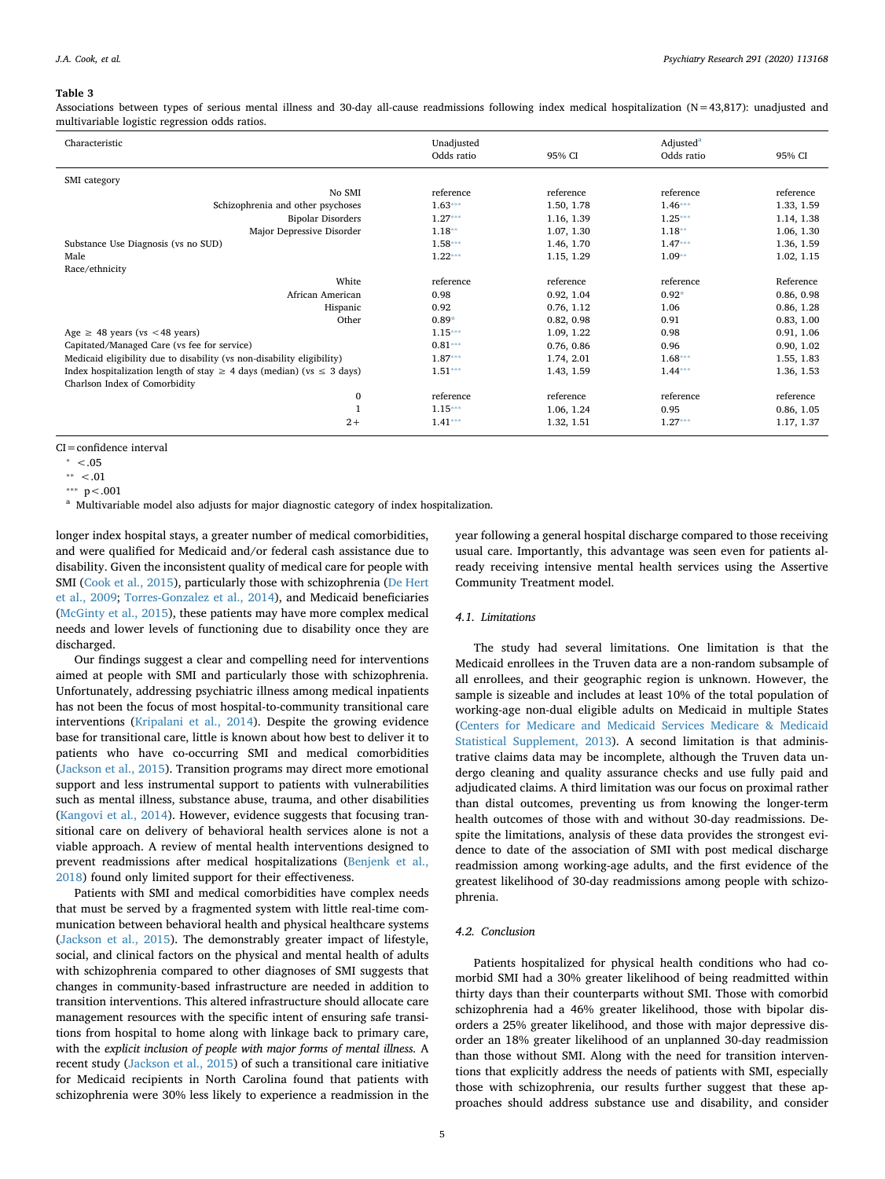**Table 3**

Associations between types of serious mental illness and 30-day all-cause readmissions following index medical hospitalization (N = 43,817): unadjusted and multivariable logistic regression odds ratios.

| Characteristic | Unadjusted Odds ratio | 95% CI | Adjusted[a] Odds ratio | 95% CI |
|---|---|---|---|---|
| SMI category | | | | |
| No SMI | reference | reference | reference | reference |
| Schizophrenia and other psychoses | 1.63*** | 1.50, 1.78 | 1.46*** | 1.33, 1.59 |
| Bipolar Disorders | 1.27*** | 1.16, 1.39 | 1.25*** | 1.14, 1.38 |
| Major Depressive Disorder | 1.18** | 1.07, 1.30 | 1.18** | 1.06, 1.30 |
| Substance Use Diagnosis (vs no SUD) | 1.58*** | 1.46, 1.70 | 1.47*** | 1.36, 1.59 |
| Male | 1.22*** | 1.15, 1.29 | 1.09** | 1.02, 1.15 |
| Race/ethnicity | | | | |
| White | reference | reference | reference | Reference |
| African American | 0.98 | 0.92, 1.04 | 0.92* | 0.86, 0.98 |
| Hispanic | 0.92 | 0.76, 1.12 | 1.06 | 0.86, 1.28 |
| Other | 0.89* | 0.82, 0.98 | 0.91 | 0.83, 1.00 |
| Age ≥ 48 years (vs < 48 years) | 1.15*** | 1.09, 1.22 | 0.98 | 0.91, 1.06 |
| Capitated/Managed Care (vs fee for service) | 0.81*** | 0.76, 0.86 | 0.96 | 0.90, 1.02 |
| Medicaid eligibility due to disability (vs non-disability eligibility) | 1.87*** | 1.74, 2.01 | 1.68*** | 1.55, 1.83 |
| Index hospitalization length of stay ≥ 4 days (median) (vs ≤ 3 days) | 1.51*** | 1.43, 1.59 | 1.44*** | 1.36, 1.53 |
| Charlson Index of Comorbidity | | | | |
| 0 | reference | reference | reference | reference |
| 1 | 1.15*** | 1.06, 1.24 | 0.95 | 0.86, 1.05 |
| 2+ | 1.41*** | 1.32, 1.51 | 1.27*** | 1.17, 1.37 |

CI = confidence interval

\* < .05

\*\* < .01

\*\*\* p < .001

[a] Multivariable model also adjusts for major diagnostic category of index hospitalization.

longer index hospital stays, a greater number of medical comorbidities, and were qualified for Medicaid and/or federal cash assistance due to disability. Given the inconsistent quality of medical care for people with SMI (Cook et al., 2015), particularly those with schizophrenia (De Hert et al., 2009; Torres-Gonzalez et al., 2014), and Medicaid beneficiaries (McGinty et al., 2015), these patients may have more complex medical needs and lower levels of functioning due to disability once they are discharged.

Our findings suggest a clear and compelling need for interventions aimed at people with SMI and particularly those with schizophrenia. Unfortunately, addressing psychiatric illness among medical inpatients has not been the focus of most hospital-to-community transitional care interventions (Kripalani et al., 2014). Despite the growing evidence base for transitional care, little is known about how best to deliver it to patients who have co-occurring SMI and medical comorbidities (Jackson et al., 2015). Transition programs may direct more emotional support and less instrumental support to patients with vulnerabilities such as mental illness, substance abuse, trauma, and other disabilities (Kangovi et al., 2014). However, evidence suggests that focusing transitional care on delivery of behavioral health services alone is not a viable approach. A review of mental health interventions designed to prevent readmissions after medical hospitalizations (Benjenk et al., 2018) found only limited support for their effectiveness.

Patients with SMI and medical comorbidities have complex needs that must be served by a fragmented system with little real-time communication between behavioral health and physical healthcare systems (Jackson et al., 2015). The demonstrably greater impact of lifestyle, social, and clinical factors on the physical and mental health of adults with schizophrenia compared to other diagnoses of SMI suggests that changes in community-based infrastructure are needed in addition to transition interventions. This altered infrastructure should allocate care management resources with the specific intent of ensuring safe transitions from hospital to home along with linkage back to primary care, with the *explicit inclusion of people with major forms of mental illness.* A recent study (Jackson et al., 2015) of such a transitional care initiative for Medicaid recipients in North Carolina found that patients with schizophrenia were 30% less likely to experience a readmission in the year following a general hospital discharge compared to those receiving usual care. Importantly, this advantage was seen even for patients already receiving intensive mental health services using the Assertive Community Treatment model.

### 4.1. Limitations

The study had several limitations. One limitation is that the Medicaid enrollees in the Truven data are a non-random subsample of all enrollees, and their geographic region is unknown. However, the sample is sizeable and includes at least 10% of the total population of working-age non-dual eligible adults on Medicaid in multiple States (Centers for Medicare and Medicaid Services Medicare & Medicaid Statistical Supplement, 2013). A second limitation is that administrative claims data may be incomplete, although the Truven data undergo cleaning and quality assurance checks and use fully paid and adjudicated claims. A third limitation was our focus on proximal rather than distal outcomes, preventing us from knowing the longer-term health outcomes of those with and without 30-day readmissions. Despite the limitations, analysis of these data provides the strongest evidence to date of the association of SMI with post medical discharge readmission among working-age adults, and the first evidence of the greatest likelihood of 30-day readmissions among people with schizophrenia.

### 4.2. Conclusion

Patients hospitalized for physical health conditions who had comorbid SMI had a 30% greater likelihood of being readmitted within thirty days than their counterparts without SMI. Those with comorbid schizophrenia had a 46% greater likelihood, those with bipolar disorders a 25% greater likelihood, and those with major depressive disorder an 18% greater likelihood of an unplanned 30-day readmission than those without SMI. Along with the need for transition interventions that explicitly address the needs of patients with SMI, especially those with schizophrenia, our results further suggest that these approaches should address substance use and disability, and consider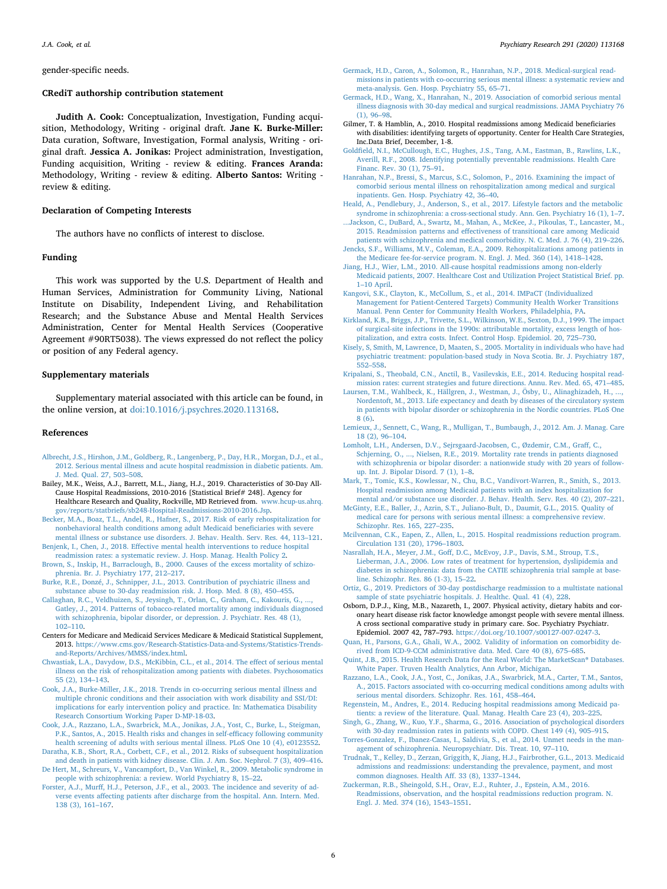gender-specific needs.

## CRediT authorship contribution statement

**Judith A. Cook:** Conceptualization, Investigation, Funding acquisition, Methodology, Writing - original draft. **Jane K. Burke-Miller:** Data curation, Software, Investigation, Formal analysis, Writing - original draft. **Jessica A. Jonikas:** Project administration, Investigation, Funding acquisition, Writing - review & editing. **Frances Aranda:** Methodology, Writing - review & editing. **Alberto Santos:** Writing - review & editing.

## Declaration of Competing Interests

The authors have no conflicts of interest to disclose.

## Funding

This work was supported by the U.S. Department of Health and Human Services, Administration for Community Living, National Institute on Disability, Independent Living, and Rehabilitation Research; and the Substance Abuse and Mental Health Services Administration, Center for Mental Health Services (Cooperative Agreement #90RT5038). The views expressed do not reflect the policy or position of any Federal agency.

## Supplementary materials

Supplementary material associated with this article can be found, in the online version, at doi:10.1016/j.psychres.2020.113168.

## References

Albrecht, J.S., Hirshon, J.M., Goldberg, R., Langenberg, P., Day, H.R., Morgan, D.J., et al., 2012. Serious mental illness and acute hospital readmission in diabetic patients. Am. J. Med. Qual. 27, 503–508.

Bailey, M.K., Weiss, A.J., Barrett, M.L., Jiang, H.J., 2019. Characteristics of 30-Day All-Cause Hospital Readmissions, 2010-2016 [Statistical Brief# 248]. Agency for Healthcare Research and Quality, Rockville, MD Retrieved from. www.hcup-us.ahrq.gov/reports/statbriefs/sb248-Hospital-Readmissions-2010-2016.Jsp.

Becker, M.A., Boaz, T.L., Andel, R., Hafner, S., 2017. Risk of early rehospitalization for nonbehavioral health conditions among adult Medicaid beneficiaries with severe mental illness or substance use disorders. J. Behav. Health. Serv. Res. 44, 113–121.

Benjenk, I., Chen, J., 2018. Effective mental health interventions to reduce hospital readmission rates: a systematic review. J. Hosp. Manag. Health Policy 2.

Brown, S., Inskip, H., Barraclough, B., 2000. Causes of the excess mortality of schizophrenia. Br. J. Psychiatry 177, 212–217.

Burke, R.E., Donzé, J., Schnipper, J.L., 2013. Contribution of psychiatric illness and substance abuse to 30-day readmission risk. J. Hosp. Med. 8 (8), 450–455.

Callaghan, R.C., Veldhuizen, S., Jeysingh, T., Orlan, C., Graham, C., Kakouris, G., ..., Gatley, J., 2014. Patterns of tobacco-related mortality among individuals diagnosed with schizophrenia, bipolar disorder, or depression. J. Psychiatr. Res. 48 (1), 102–110.

Centers for Medicare and Medicaid Services Medicare & Medicaid Statistical Supplement, 2013. https://www.cms.gov/Research-Statistics-Data-and-Systems/Statistics-Trends-and-Reports/Archives/MMSS/index.html.

Chwastiak, L.A., Davydow, D.S., McKibbin, C.L., et al., 2014. The effect of serious mental illness on the risk of rehospitalization among patients with diabetes. Psychosomatics 55 (2), 134–143.

Cook, J.A., Burke-Miller, J.K., 2018. Trends in co-occurring serious mental illness and multiple chronic conditions and their association with work disability and SSI/DI: implications for early intervention policy and practice. In: Mathematica Disability Research Consortium Working Paper D-MP-18-03.

Cook, J.A., Razzano, L.A., Swarbrick, M.A., Jonikas, J.A., Yost, C., Burke, L., Steigman, P.K., Santos, A., 2015. Health risks and changes in self-efficacy following community health screening of adults with serious mental illness. PLoS One 10 (4), e0123552.

Daratha, K.B., Short, R.A., Corbett, C.F., et al., 2012. Risks of subsequent hospitalization and death in patients with kidney disease. Clin. J. Am. Soc. Nephrol. 7 (3), 409–416.

De Hert, M., Schreurs, V., Vancampfort, D., Van Winkel, R., 2009. Metabolic syndrome in people with schizophrenia: a review. World Psychiatry 8, 15–22.

Forster, A.J., Murff, H.J., Peterson, J.F., et al., 2003. The incidence and severity of adverse events affecting patients after discharge from the hospital. Ann. Intern. Med. 138 (3), 161–167.

Germack, H.D., Caron, A., Solomon, R., Hanrahan, N.P., 2018. Medical-surgical readmissions in patients with co-occurring serious mental illness: a systematic review and meta-analysis. Gen. Hosp. Psychiatry 55, 65–71.

Germack, H.D., Wang, X., Hanrahan, N., 2019. Association of comorbid serious mental illness diagnosis with 30-day medical and surgical readmissions. JAMA Psychiatry 76 (1), 96–98.

Gilmer, T. & Hamblin, A., 2010. Hospital readmissions among Medicaid beneficiaries with disabilities: identifying targets of opportunity. Center for Health Care Strategies, Inc.Data Brief, December, 1-8.

Goldfield, N.I., McCullough, E.C., Hughes, J.S., Tang, A.M., Eastman, B., Rawlins, L.K., Averill, R.F., 2008. Identifying potentially preventable readmissions. Health Care Financ. Rev. 30 (1), 75–91.

Hanrahan, N.P., Bressi, S., Marcus, S.C., Solomon, P., 2016. Examining the impact of comorbid serious mental illness on rehospitalization among medical and surgical inpatients. Gen. Hosp. Psychiatry 42, 36–40.

Heald, A., Pendlebury, J., Anderson, S., et al., 2017. Lifestyle factors and the metabolic syndrome in schizophrenia: a cross-sectional study. Ann. Gen. Psychiatry 16 (1), 1–7.

...Jackson, C., DuBard, A., Swartz, M., Mahan, A., McKee, J., Pikoulas, T., Lancaster, M., 2015. Readmission patterns and effectiveness of transitional care among Medicaid patients with schizophrenia and medical comorbidity. N. C. Med. J. 76 (4), 219–226.

Jencks, S.F., Williams, M.V., Coleman, E.A., 2009. Rehospitalizations among patients in the Medicare fee-for-service program. N. Engl. J. Med. 360 (14), 1418–1428.

Jiang, H.J., Wier, L.M., 2010. All-cause hospital readmissions among non-elderly Medicaid patients, 2007. Healthcare Cost and Utilization Project Statistical Brief. pp. 1–10 April.

Kangovi, S.K., Clayton, K., McCollum, S., et al., 2014. IMPaCT (Individualized Management for Patient-Centered Targets) Community Health Worker Transitions Manual. Penn Center for Community Health Workers, Philadelphia, PA.

Kirkland, K.B., Briggs, J.P., Trivette, S.L., Wilkinson, W.E., Sexton, D.J., 1999. The impact of surgical-site infections in the 1990s: attributable mortality, excess length of hospitalization, and extra costs. Infect. Control Hosp. Epidemiol. 20, 725–730.

Kisely, S, Smith, M, Lawrence, D, Maaten, S., 2005. Mortality in individuals who have had psychiatric treatment: population-based study in Nova Scotia. Br. J. Psychiatry 187, 552–558.

Kripalani, S., Theobald, C.N., Anctil, B., Vasilevskis, E.E., 2014. Reducing hospital readmission rates: current strategies and future directions. Annu. Rev. Med. 65, 471–485.

Laursen, T.M., Wahlbeck, K., Hällgren, J., Westman, J., Ösby, U., Alinaghizadeh, H., ..., Nordentoft, M., 2013. Life expectancy and death by diseases of the circulatory system in patients with bipolar disorder or schizophrenia in the Nordic countries. PLoS One 8 (6).

Lemieux, J., Sennett, C., Wang, R., Mulligan, T., Bumbaugh, J., 2012. Am. J. Manag. Care 18 (2), 96–104.

Lomholt, L.H., Andersen, D.V., Sejrsgaard-Jacobsen, C., Øzdemir, C.M., Graff, C., Schjerning, O., ..., Nielsen, R.E., 2019. Mortality rate trends in patients diagnosed with schizophrenia or bipolar disorder: a nationwide study with 20 years of follow-up. Int. J. Bipolar Disord. 7 (1), 1–8.

Mark, T., Tomic, K.S., Kowlessar, N., Chu, B.C., Vandivort-Warren, R., Smith, S., 2013. Hospital readmission among Medicaid patients with an index hospitalization for mental and/or substance use disorder. J. Behav. Health. Serv. Res. 40 (2), 207–221.

McGinty, E.E., Baller, J., Azrin, S.T., Juliano-Bult, D., Daumit, G.L., 2015. Quality of medical care for persons with serious mental illness: a comprehensive review. Schizophr. Res. 165, 227–235.

Mcilvennan, C.K., Eapen, Z., Allen, L., 2015. Hospital readmissions reduction program. Circulation 131 (20), 1796–1803.

Nasrallah, H.A., Meyer, J.M., Goff, D.C., McEvoy, J.P., Davis, S.M., Stroup, T.S., Lieberman, J.A., 2006. Low rates of treatment for hypertension, dyslipidemia and diabetes in schizophrenia: data from the CATIE schizophrenia trial sample at baseline. Schizophr. Res. 86 (1-3), 15–22.

Ortiz, G., 2019. Predictors of 30-day postdischarge readmission to a multistate national sample of state psychiatric hospitals. J. Healthc. Qual. 41 (4), 228.

Osborn, D.P.J., King, M.B., Nazareth, I., 2007. Physical activity, dietary habits and coronary heart disease risk factor knowledge amongst people with severe mental illness. A cross sectional comparative study in primary care. Soc. Psychiatry Psychiatr. Epidemiol. 2007 42, 787–793. https://doi.org/10.1007/s00127-007-0247-3.

Quan, H., Parsons, G.A., Ghali, W.A., 2002. Validity of information on comorbidity derived from ICD-9-CCM administrative data. Med. Care 40 (8), 675–685.

Quint, J.B., 2015. Health Research Data for the Real World: The MarketScan® Databases. White Paper. Truven Health Analytics, Ann Arbor, Michigan.

Razzano, L.A., Cook, J.A., Yost, C., Jonikas, J.A., Swarbrick, M.A., Carter, T.M., Santos, A., 2015. Factors associated with co-occurring medical conditions among adults with serious mental disorders. Schizophr. Res. 161, 458–464.

Regenstein, M., Andres, E., 2014. Reducing hospital readmissions among Medicaid patients: a review of the literature. Qual. Manag. Health Care 23 (4), 203–225.

Singh, G., Zhang, W., Kuo, Y.F., Sharma, G., 2016. Association of psychological disorders with 30-day readmission rates in patients with COPD. Chest 149 (4), 905–915.

Torres-Gonzalez, F., Ibanez-Casas, I., Saldivia, S., et al., 2014. Unmet needs in the management of schizophrenia. Neuropsychiatr. Dis. Treat. 10, 97–110.

Trudnak, T., Kelley, D., Zerzan, Griggith, K, Jiang, H.J., Fairbrother, G.L., 2013. Medicaid admissions and readmissions: understanding the prevalence, payment, and most common diagnoses. Health Aff. 33 (8), 1337–1344.

Zuckerman, R.B., Sheingold, S.H., Orav, E.J., Ruhter, J., Epstein, A.M., 2016. Readmissions, observation, and the hospital readmissions reduction program. N. Engl. J. Med. 374 (16), 1543–1551.